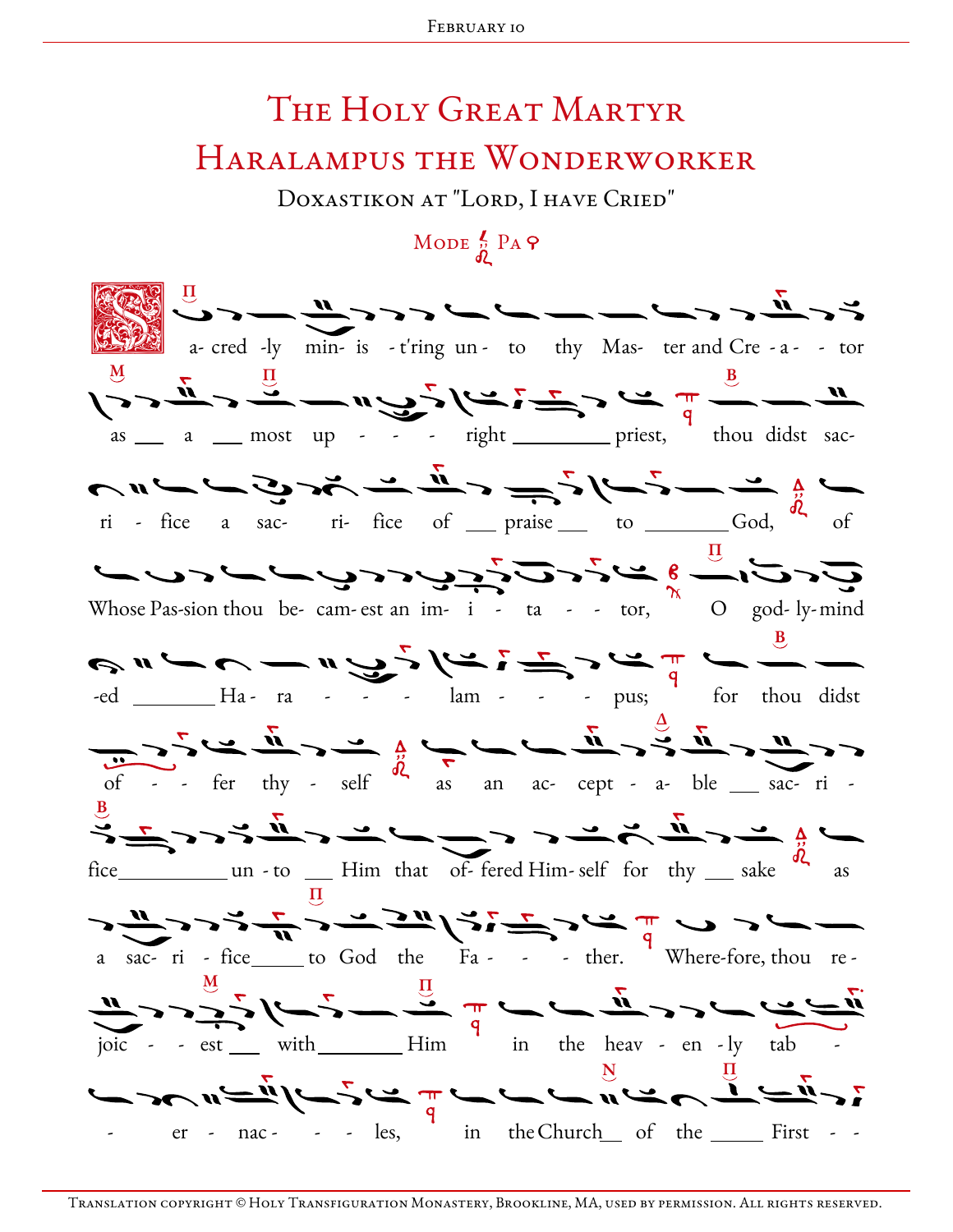# The Holy Great Martyr Haralampus the Wonderworker

## Doxastikon at "Lord, I have Cried"

Mode Pa

Sacredly ministering unto thy Master and Creator as a most upright priest, thou didst sacrifice a sacrifice of praise to God, of Whose Passion thou becamest an imitator, O godly-minded Haralampus; for thou didst offer thyself as an acceptable sacrifice unto Him that offered Himself for thy sake as a sacrifice to God the Father. Wherefore, thou rejoicest with Him in the heavenly tabernacles, in the Church of the First-

Translation copyright © Holy Transfiguration Monastery, Brookline, MA, used by permission. All rights reserved.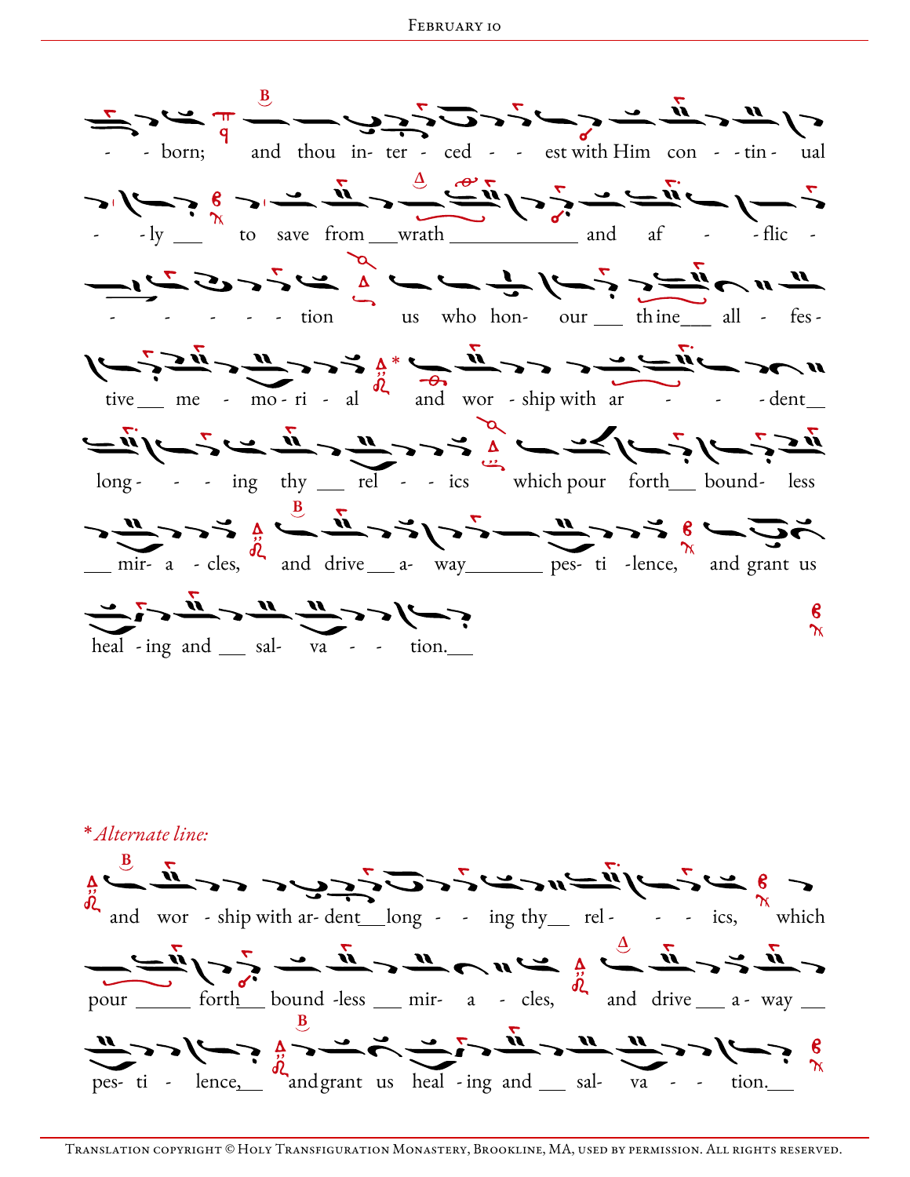- - born; and thou in- ter - ced - - est with Him con - - tin - ual

- - ly ___ to save from ___wrath ____________ and af - - flic -

- - - - - tion us who hon- our ___ thine___ all - fes -

tive___ me - mo - ri - al and wor - ship with ar - - - dent__

long - - - ing thy ___ rel - - ics which pour forth___ bound- less

___ mir- a - cles, and drive ___ a- way_______ pes- ti -lence, and grant us

heal - ing and ___ sal- va - - tion.___

*\* Alternate line:*

and wor - ship with ar- dent___long - - ing thy___ rel - - - ics, which

pour _____ forth___ bound -less ___ mir- a - cles, and drive ___ a - way ___

pes- ti - lence,___ and grant us heal - ing and ___ sal- va - - tion.___